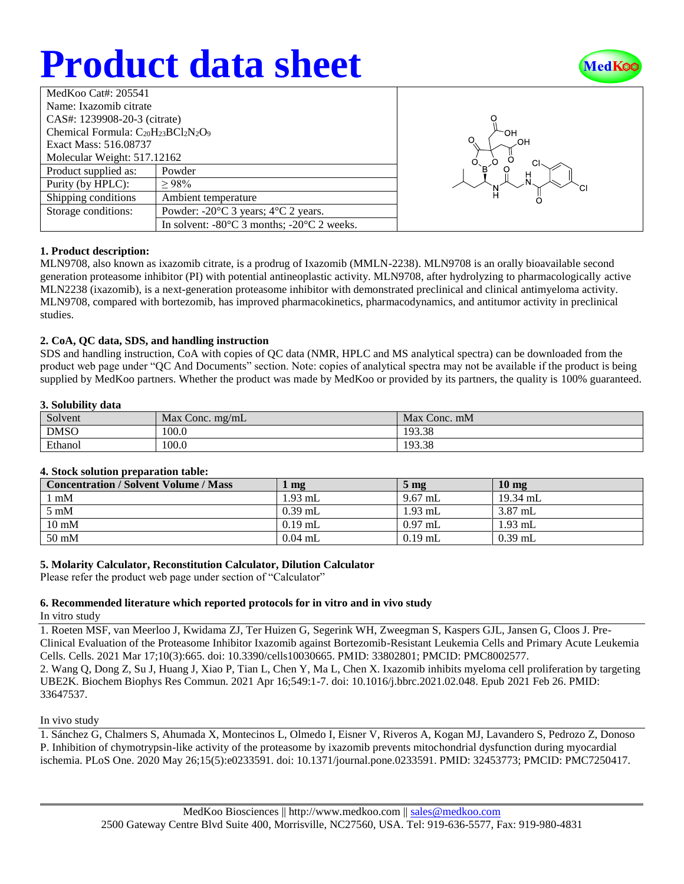# Product data sheet

| MedKoo Cat#: 205541 | |
|---|---|
| Name: Ixazomib citrate | |
| CAS#: 1239908-20-3 (citrate) | |
| Chemical Formula: $C_{20}H_{23}BCl_2N_2O_9$ | |
| Exact Mass: 516.08737 | |
| Molecular Weight: 517.12162 | |
| Product supplied as: | Powder |
| Purity (by HPLC): | ≥ 98% |
| Shipping conditions | Ambient temperature |
| Storage conditions: | Powder: -20°C 3 years; 4°C 2 years. |
| | In solvent: -80°C 3 months; -20°C 2 weeks. |

### 1. Product description:

MLN9708, also known as ixazomib citrate, is a prodrug of Ixazomib (MMLN-2238). MLN9708 is an orally bioavailable second generation proteasome inhibitor (PI) with potential antineoplastic activity. MLN9708, after hydrolyzing to pharmacologically active MLN2238 (ixazomib), is a next-generation proteasome inhibitor with demonstrated preclinical and clinical antimyeloma activity. MLN9708, compared with bortezomib, has improved pharmacokinetics, pharmacodynamics, and antitumor activity in preclinical studies.

### 2. CoA, QC data, SDS, and handling instruction

SDS and handling instruction, CoA with copies of QC data (NMR, HPLC and MS analytical spectra) can be downloaded from the product web page under "QC And Documents" section. Note: copies of analytical spectra may not be available if the product is being supplied by MedKoo partners. Whether the product was made by MedKoo or provided by its partners, the quality is 100% guaranteed.

### 3. Solubility data

| Solvent | Max Conc. mg/mL | Max Conc. mM |
|---|---|---|
| DMSO | 100.0 | 193.38 |
| Ethanol | 100.0 | 193.38 |

### 4. Stock solution preparation table:

| Concentration / Solvent Volume / Mass | 1 mg | 5 mg | 10 mg |
|---|---|---|---|
| 1 mM | 1.93 mL | 9.67 mL | 19.34 mL |
| 5 mM | 0.39 mL | 1.93 mL | 3.87 mL |
| 10 mM | 0.19 mL | 0.97 mL | 1.93 mL |
| 50 mM | 0.04 mL | 0.19 mL | 0.39 mL |

### 5. Molarity Calculator, Reconstitution Calculator, Dilution Calculator

Please refer the product web page under section of "Calculator"

### 6. Recommended literature which reported protocols for in vitro and in vivo study

In vitro study

1. Roeten MSF, van Meerloo J, Kwidama ZJ, Ter Huizen G, Segerink WH, Zweegman S, Kaspers GJL, Jansen G, Cloos J. Pre-Clinical Evaluation of the Proteasome Inhibitor Ixazomib against Bortezomib-Resistant Leukemia Cells and Primary Acute Leukemia Cells. Cells. 2021 Mar 17;10(3):665. doi: 10.3390/cells10030665. PMID: 33802801; PMCID: PMC8002577.
2. Wang Q, Dong Z, Su J, Huang J, Xiao P, Tian L, Chen Y, Ma L, Chen X. Ixazomib inhibits myeloma cell proliferation by targeting UBE2K. Biochem Biophys Res Commun. 2021 Apr 16;549:1-7. doi: 10.1016/j.bbrc.2021.02.048. Epub 2021 Feb 26. PMID: 33647537.

In vivo study

1. Sánchez G, Chalmers S, Ahumada X, Montecinos L, Olmedo I, Eisner V, Riveros A, Kogan MJ, Lavandero S, Pedrozo Z, Donoso P. Inhibition of chymotrypsin-like activity of the proteasome by ixazomib prevents mitochondrial dysfunction during myocardial ischemia. PLoS One. 2020 May 26;15(5):e0233591. doi: 10.1371/journal.pone.0233591. PMID: 32453773; PMCID: PMC7250417.

MedKoo Biosciences || http://www.medkoo.com || sales@medkoo.com
2500 Gateway Centre Blvd Suite 400, Morrisville, NC27560, USA. Tel: 919-636-5577, Fax: 919-980-4831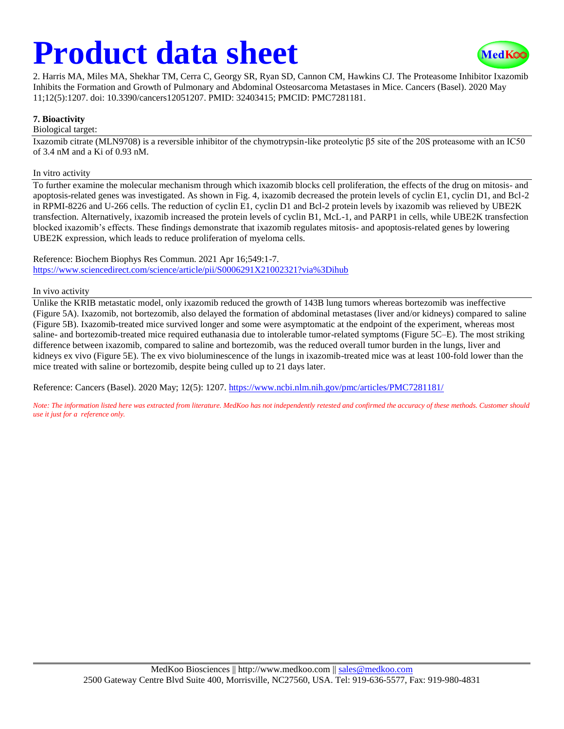2. Harris MA, Miles MA, Shekhar TM, Cerra C, Georgy SR, Ryan SD, Cannon CM, Hawkins CJ. The Proteasome Inhibitor Ixazomib Inhibits the Formation and Growth of Pulmonary and Abdominal Osteosarcoma Metastases in Mice. Cancers (Basel). 2020 May 11;12(5):1207. doi: 10.3390/cancers12051207. PMID: 32403415; PMCID: PMC7281181.

**7. Bioactivity**

Biological target:

Ixazomib citrate (MLN9708) is a reversible inhibitor of the chymotrypsin-like proteolytic β5 site of the 20S proteasome with an IC50 of 3.4 nM and a Ki of 0.93 nM.

In vitro activity

To further examine the molecular mechanism through which ixazomib blocks cell proliferation, the effects of the drug on mitosis- and apoptosis-related genes was investigated. As shown in Fig. 4, ixazomib decreased the protein levels of cyclin E1, cyclin D1, and Bcl-2 in RPMI-8226 and U-266 cells. The reduction of cyclin E1, cyclin D1 and Bcl-2 protein levels by ixazomib was relieved by UBE2K transfection. Alternatively, ixazomib increased the protein levels of cyclin B1, McL-1, and PARP1 in cells, while UBE2K transfection blocked ixazomib's effects. These findings demonstrate that ixazomib regulates mitosis- and apoptosis-related genes by lowering UBE2K expression, which leads to reduce proliferation of myeloma cells.

Reference: Biochem Biophys Res Commun. 2021 Apr 16;549:1-7.
https://www.sciencedirect.com/science/article/pii/S0006291X21002321?via%3Dihub

In vivo activity

Unlike the KRIB metastatic model, only ixazomib reduced the growth of 143B lung tumors whereas bortezomib was ineffective (Figure 5A). Ixazomib, not bortezomib, also delayed the formation of abdominal metastases (liver and/or kidneys) compared to saline (Figure 5B). Ixazomib-treated mice survived longer and some were asymptomatic at the endpoint of the experiment, whereas most saline- and bortezomib-treated mice required euthanasia due to intolerable tumor-related symptoms (Figure 5C–E). The most striking difference between ixazomib, compared to saline and bortezomib, was the reduced overall tumor burden in the lungs, liver and kidneys ex vivo (Figure 5E). The ex vivo bioluminescence of the lungs in ixazomib-treated mice was at least 100-fold lower than the mice treated with saline or bortezomib, despite being culled up to 21 days later.

Reference: Cancers (Basel). 2020 May; 12(5): 1207. https://www.ncbi.nlm.nih.gov/pmc/articles/PMC7281181/

*Note: The information listed here was extracted from literature. MedKoo has not independently retested and confirmed the accuracy of these methods. Customer should use it just for a reference only.*